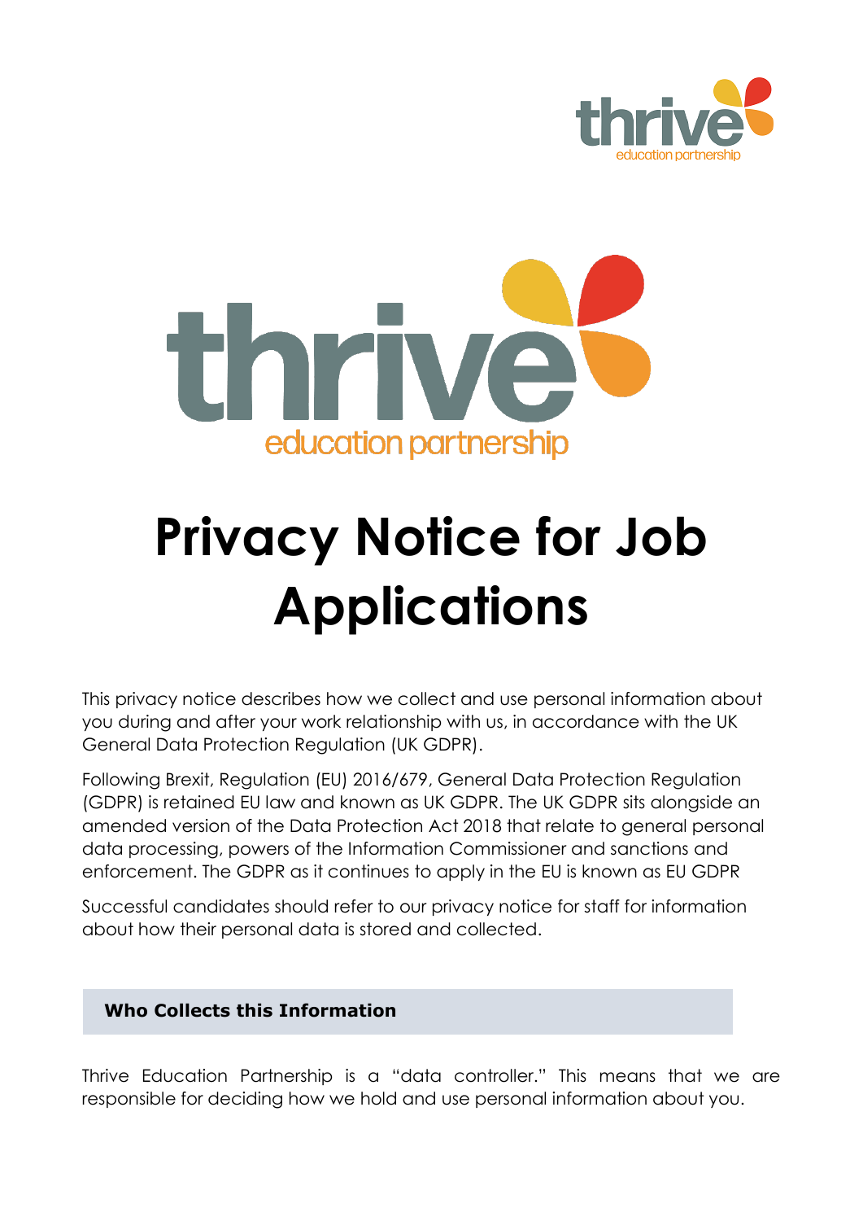# Privacy Notice for Job Applications

This privacy notice describes how we collect and use personal information about you during and after your work relationship with us, in accordance with the UK General Data Protection Regulation (UK GDPR).

Following Brexit, Regulation (EU) 2016/679, General Data Protection Regulation (GDPR) is retained EU law and known as UK GDPR. The UK GDPR sits alongside an amended version of the Data Protection Act 2018 that relate to general personal data processing, powers of the Information Commissioner and sanctions and enforcement. The GDPR as it continues to apply in the EU is known as EU GDPR

Successful candidates should refer to our privacy notice for staff for information about how their personal data is stored and collected.

## Who Collects this Information

Thrive Education Partnership is a "data controller." This means that we are responsible for deciding how we hold and use personal information about you.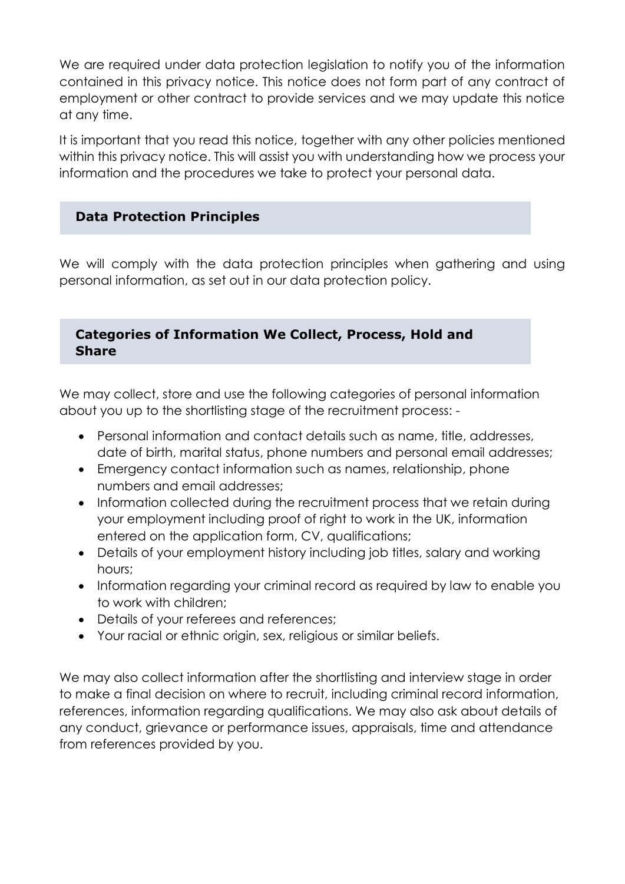We are required under data protection legislation to notify you of the information contained in this privacy notice. This notice does not form part of any contract of employment or other contract to provide services and we may update this notice at any time.

It is important that you read this notice, together with any other policies mentioned within this privacy notice. This will assist you with understanding how we process your information and the procedures we take to protect your personal data.

## Data Protection Principles

We will comply with the data protection principles when gathering and using personal information, as set out in our data protection policy.

## Categories of Information We Collect, Process, Hold and Share

We may collect, store and use the following categories of personal information about you up to the shortlisting stage of the recruitment process: -

- Personal information and contact details such as name, title, addresses, date of birth, marital status, phone numbers and personal email addresses;
- Emergency contact information such as names, relationship, phone numbers and email addresses;
- Information collected during the recruitment process that we retain during your employment including proof of right to work in the UK, information entered on the application form, CV, qualifications;
- Details of your employment history including job titles, salary and working hours;
- Information regarding your criminal record as required by law to enable you to work with children;
- Details of your referees and references;
- Your racial or ethnic origin, sex, religious or similar beliefs.

We may also collect information after the shortlisting and interview stage in order to make a final decision on where to recruit, including criminal record information, references, information regarding qualifications. We may also ask about details of any conduct, grievance or performance issues, appraisals, time and attendance from references provided by you.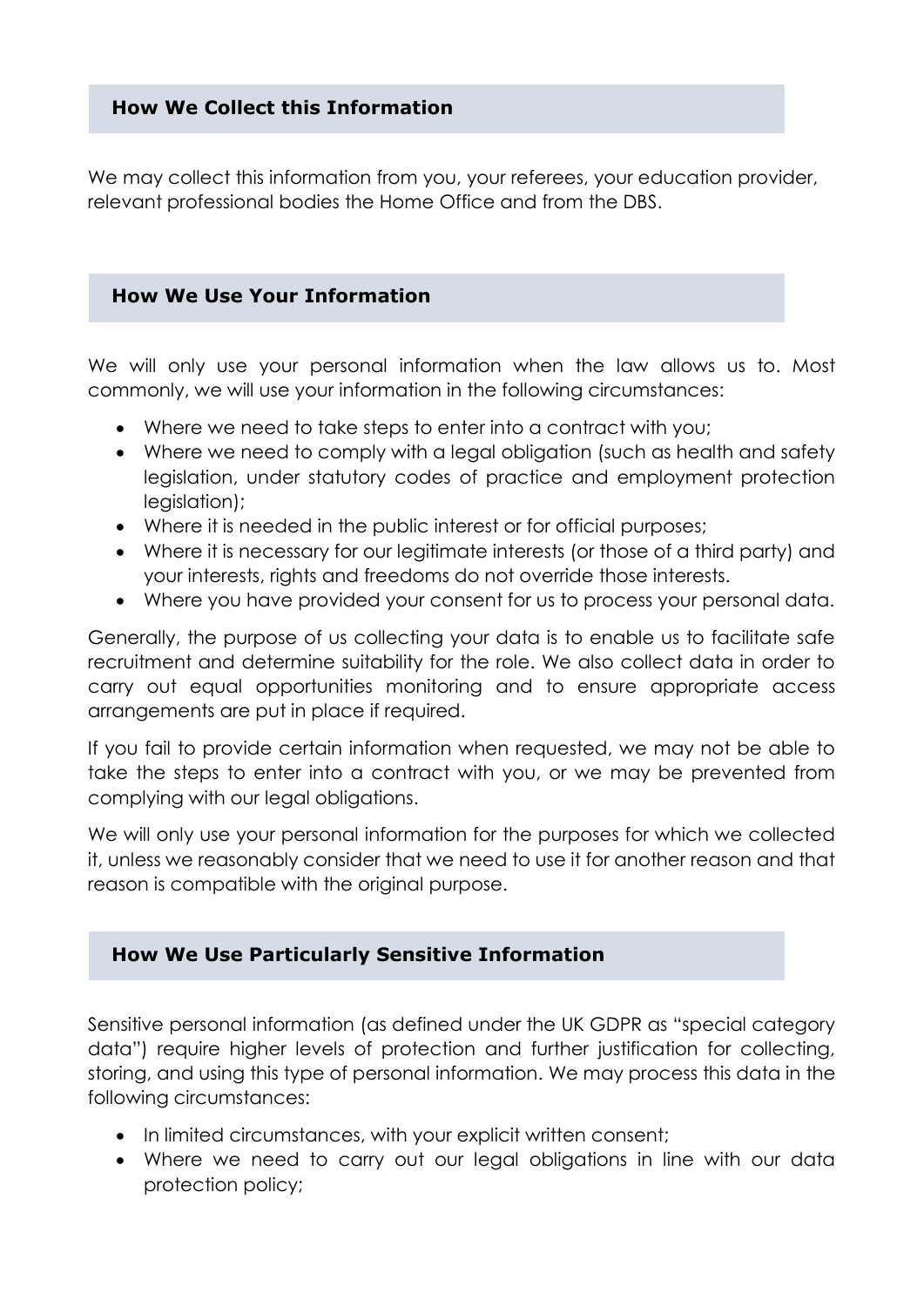## How We Collect this Information

We may collect this information from you, your referees, your education provider, relevant professional bodies the Home Office and from the DBS.

## How We Use Your Information

We will only use your personal information when the law allows us to. Most commonly, we will use your information in the following circumstances:

- Where we need to take steps to enter into a contract with you;
- Where we need to comply with a legal obligation (such as health and safety legislation, under statutory codes of practice and employment protection legislation);
- Where it is needed in the public interest or for official purposes;
- Where it is necessary for our legitimate interests (or those of a third party) and your interests, rights and freedoms do not override those interests.
- Where you have provided your consent for us to process your personal data.

Generally, the purpose of us collecting your data is to enable us to facilitate safe recruitment and determine suitability for the role. We also collect data in order to carry out equal opportunities monitoring and to ensure appropriate access arrangements are put in place if required.

If you fail to provide certain information when requested, we may not be able to take the steps to enter into a contract with you, or we may be prevented from complying with our legal obligations.

We will only use your personal information for the purposes for which we collected it, unless we reasonably consider that we need to use it for another reason and that reason is compatible with the original purpose.

## How We Use Particularly Sensitive Information

Sensitive personal information (as defined under the UK GDPR as "special category data") require higher levels of protection and further justification for collecting, storing, and using this type of personal information. We may process this data in the following circumstances:

- In limited circumstances, with your explicit written consent;
- Where we need to carry out our legal obligations in line with our data protection policy;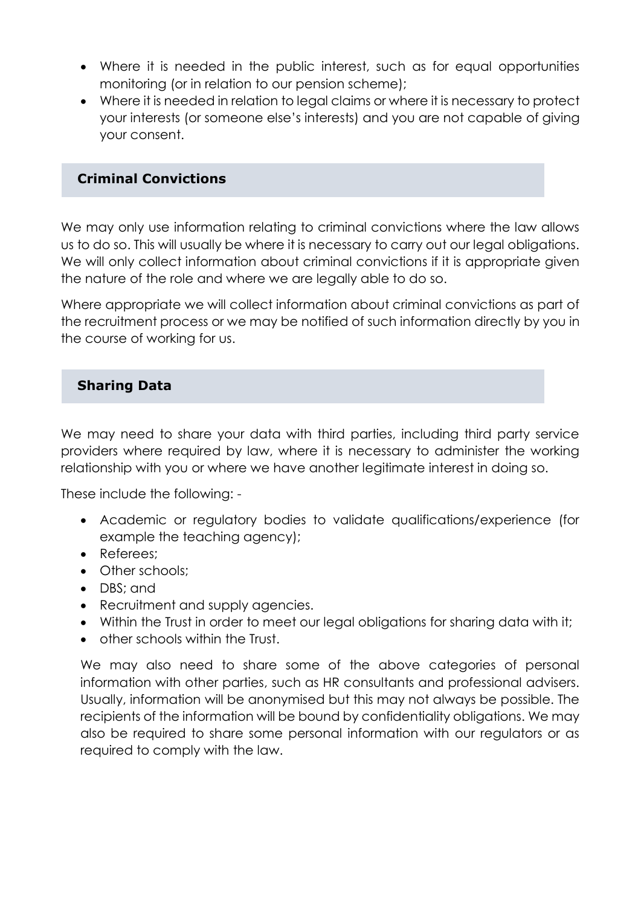- Where it is needed in the public interest, such as for equal opportunities monitoring (or in relation to our pension scheme);
- Where it is needed in relation to legal claims or where it is necessary to protect your interests (or someone else's interests) and you are not capable of giving your consent.

## Criminal Convictions

We may only use information relating to criminal convictions where the law allows us to do so. This will usually be where it is necessary to carry out our legal obligations. We will only collect information about criminal convictions if it is appropriate given the nature of the role and where we are legally able to do so.

Where appropriate we will collect information about criminal convictions as part of the recruitment process or we may be notified of such information directly by you in the course of working for us.

## Sharing Data

We may need to share your data with third parties, including third party service providers where required by law, where it is necessary to administer the working relationship with you or where we have another legitimate interest in doing so.

These include the following: -

- Academic or regulatory bodies to validate qualifications/experience (for example the teaching agency);
- Referees;
- Other schools;
- DBS; and
- Recruitment and supply agencies.
- Within the Trust in order to meet our legal obligations for sharing data with it;
- other schools within the Trust.

We may also need to share some of the above categories of personal information with other parties, such as HR consultants and professional advisers. Usually, information will be anonymised but this may not always be possible. The recipients of the information will be bound by confidentiality obligations. We may also be required to share some personal information with our regulators or as required to comply with the law.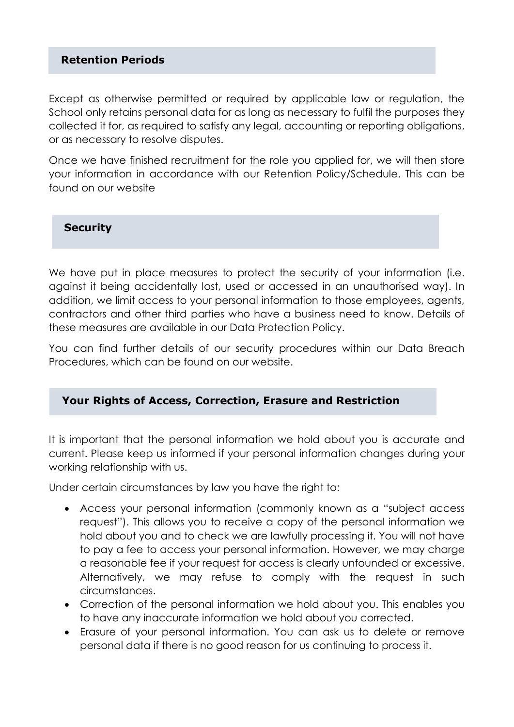## Retention Periods

Except as otherwise permitted or required by applicable law or regulation, the School only retains personal data for as long as necessary to fulfil the purposes they collected it for, as required to satisfy any legal, accounting or reporting obligations, or as necessary to resolve disputes.

Once we have finished recruitment for the role you applied for, we will then store your information in accordance with our Retention Policy/Schedule. This can be found on our website

## Security

We have put in place measures to protect the security of your information (i.e. against it being accidentally lost, used or accessed in an unauthorised way). In addition, we limit access to your personal information to those employees, agents, contractors and other third parties who have a business need to know. Details of these measures are available in our Data Protection Policy.

You can find further details of our security procedures within our Data Breach Procedures, which can be found on our website.

## Your Rights of Access, Correction, Erasure and Restriction

It is important that the personal information we hold about you is accurate and current. Please keep us informed if your personal information changes during your working relationship with us.

Under certain circumstances by law you have the right to:

- Access your personal information (commonly known as a "subject access request"). This allows you to receive a copy of the personal information we hold about you and to check we are lawfully processing it. You will not have to pay a fee to access your personal information. However, we may charge a reasonable fee if your request for access is clearly unfounded or excessive. Alternatively, we may refuse to comply with the request in such circumstances.
- Correction of the personal information we hold about you. This enables you to have any inaccurate information we hold about you corrected.
- Erasure of your personal information. You can ask us to delete or remove personal data if there is no good reason for us continuing to process it.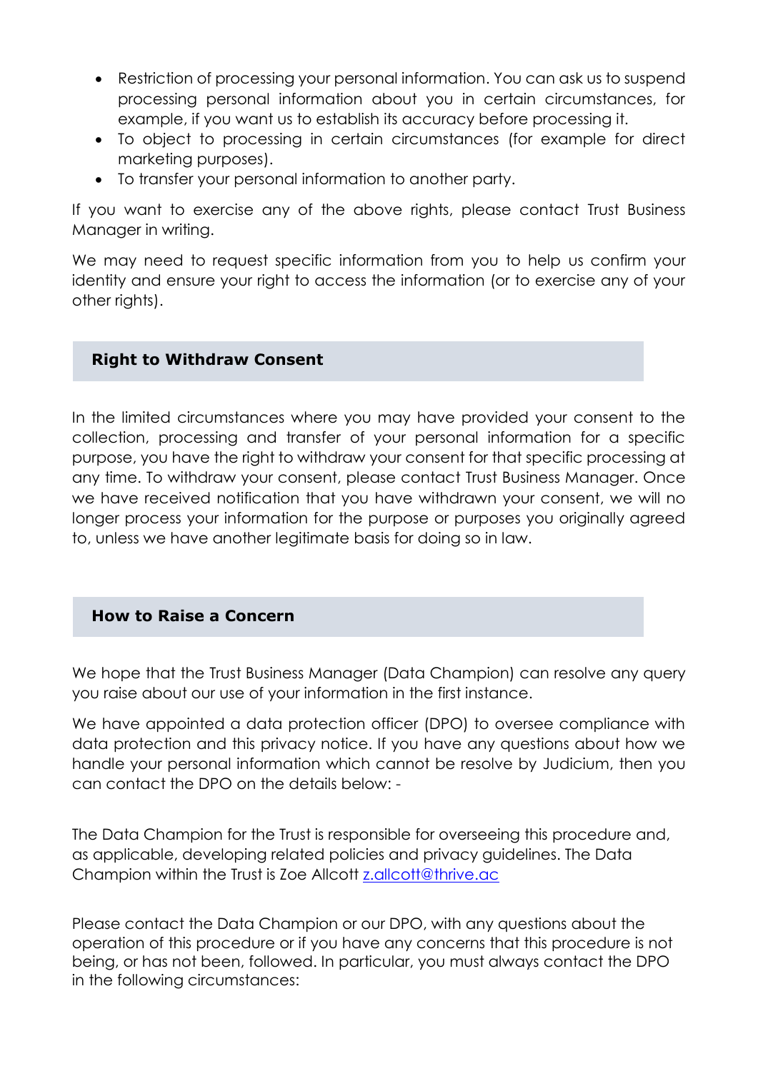- Restriction of processing your personal information. You can ask us to suspend processing personal information about you in certain circumstances, for example, if you want us to establish its accuracy before processing it.
- To object to processing in certain circumstances (for example for direct marketing purposes).
- To transfer your personal information to another party.

If you want to exercise any of the above rights, please contact Trust Business Manager in writing.

We may need to request specific information from you to help us confirm your identity and ensure your right to access the information (or to exercise any of your other rights).

## Right to Withdraw Consent

In the limited circumstances where you may have provided your consent to the collection, processing and transfer of your personal information for a specific purpose, you have the right to withdraw your consent for that specific processing at any time. To withdraw your consent, please contact Trust Business Manager. Once we have received notification that you have withdrawn your consent, we will no longer process your information for the purpose or purposes you originally agreed to, unless we have another legitimate basis for doing so in law.

## How to Raise a Concern

We hope that the Trust Business Manager (Data Champion) can resolve any query you raise about our use of your information in the first instance.

We have appointed a data protection officer (DPO) to oversee compliance with data protection and this privacy notice. If you have any questions about how we handle your personal information which cannot be resolve by Judicium, then you can contact the DPO on the details below: -

The Data Champion for the Trust is responsible for overseeing this procedure and, as applicable, developing related policies and privacy guidelines. The Data Champion within the Trust is Zoe Allcott z.allcott@thrive.ac

Please contact the Data Champion or our DPO, with any questions about the operation of this procedure or if you have any concerns that this procedure is not being, or has not been, followed. In particular, you must always contact the DPO in the following circumstances: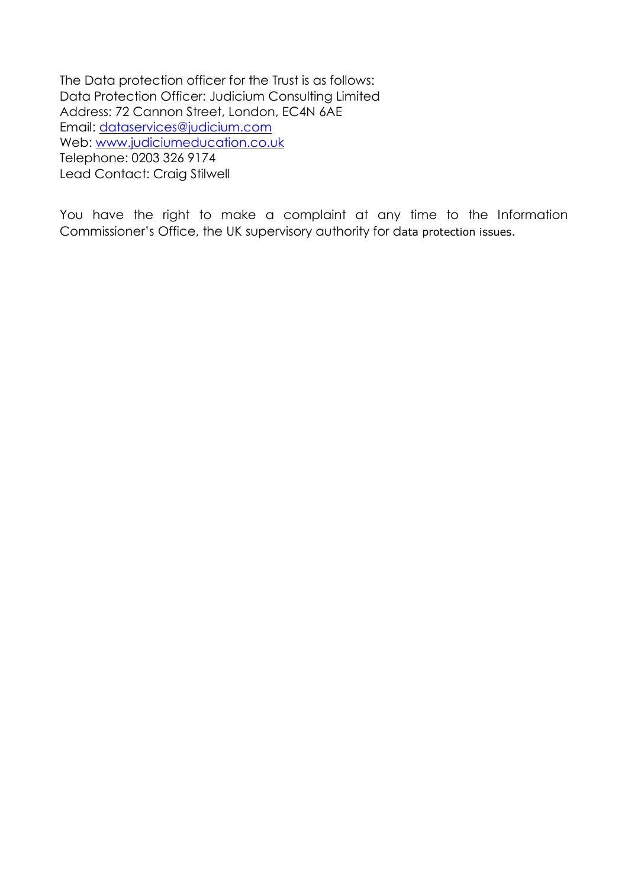The Data protection officer for the Trust is as follows:
Data Protection Officer: Judicium Consulting Limited
Address: 72 Cannon Street, London, EC4N 6AE
Email: [dataservices@judicium.com](mailto:dataservices@judicium.com)
Web: [www.judiciumeducation.co.uk](http://www.judiciumeducation.co.uk)
Telephone: 0203 326 9174
Lead Contact: Craig Stilwell

You have the right to make a complaint at any time to the Information Commissioner's Office, the UK supervisory authority for data protection issues.